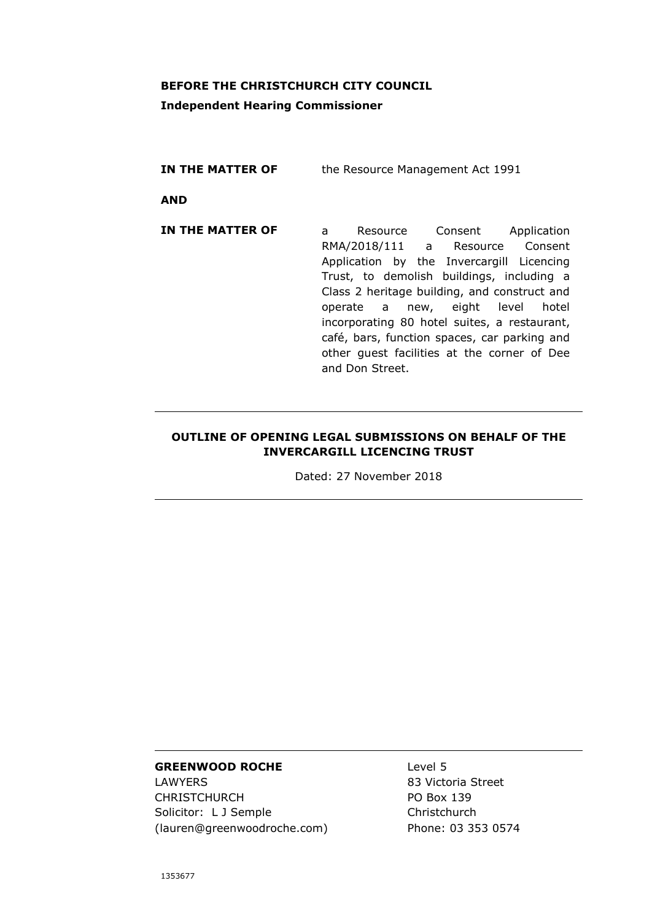**BEFORE THE CHRISTCHURCH CITY COUNCIL**

**Independent Hearing Commissioner**

**IN THE MATTER OF** the Resource Management Act 1991

**AND**

**IN THE MATTER OF** a Resource Consent Application RMA/2018/111 a Resource Consent Application by the Invercargill Licencing Trust, to demolish buildings, including a Class 2 heritage building, and construct and operate a new, eight level hotel incorporating 80 hotel suites, a restaurant, café, bars, function spaces, car parking and other guest facilities at the corner of Dee and Don Street.

---

**OUTLINE OF OPENING LEGAL SUBMISSIONS ON BEHALF OF THE INVERCARGILL LICENCING TRUST**

Dated: 27 November 2018

---

---

**GREENWOOD ROCHE**
LAWYERS
CHRISTCHURCH
Solicitor: L J Semple
(lauren@greenwoodroche.com)

Level 5
83 Victoria Street
PO Box 139
Christchurch
Phone: 03 353 0574

1353677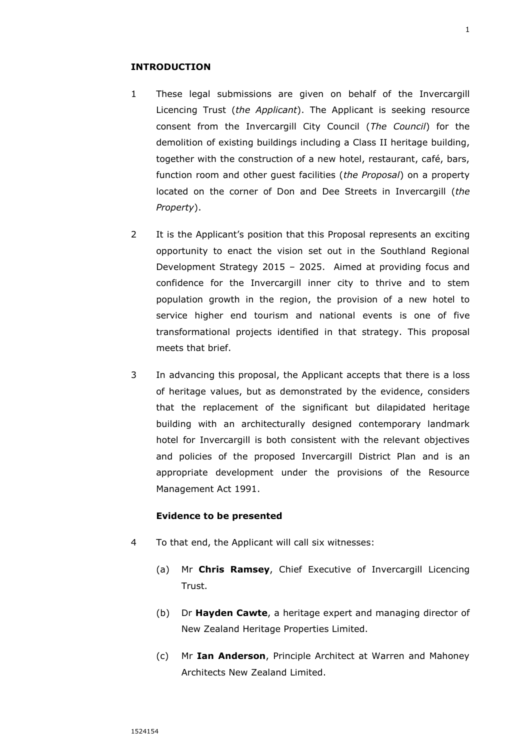## INTRODUCTION

1 These legal submissions are given on behalf of the Invercargill Licencing Trust (*the Applicant*). The Applicant is seeking resource consent from the Invercargill City Council (*The Council*) for the demolition of existing buildings including a Class II heritage building, together with the construction of a new hotel, restaurant, café, bars, function room and other guest facilities (*the Proposal*) on a property located on the corner of Don and Dee Streets in Invercargill (*the Property*).

2 It is the Applicant's position that this Proposal represents an exciting opportunity to enact the vision set out in the Southland Regional Development Strategy 2015 – 2025. Aimed at providing focus and confidence for the Invercargill inner city to thrive and to stem population growth in the region, the provision of a new hotel to service higher end tourism and national events is one of five transformational projects identified in that strategy. This proposal meets that brief.

3 In advancing this proposal, the Applicant accepts that there is a loss of heritage values, but as demonstrated by the evidence, considers that the replacement of the significant but dilapidated heritage building with an architecturally designed contemporary landmark hotel for Invercargill is both consistent with the relevant objectives and policies of the proposed Invercargill District Plan and is an appropriate development under the provisions of the Resource Management Act 1991.

### Evidence to be presented

4 To that end, the Applicant will call six witnesses:

(a) Mr **Chris Ramsey**, Chief Executive of Invercargill Licencing Trust.

(b) Dr **Hayden Cawte**, a heritage expert and managing director of New Zealand Heritage Properties Limited.

(c) Mr **Ian Anderson**, Principle Architect at Warren and Mahoney Architects New Zealand Limited.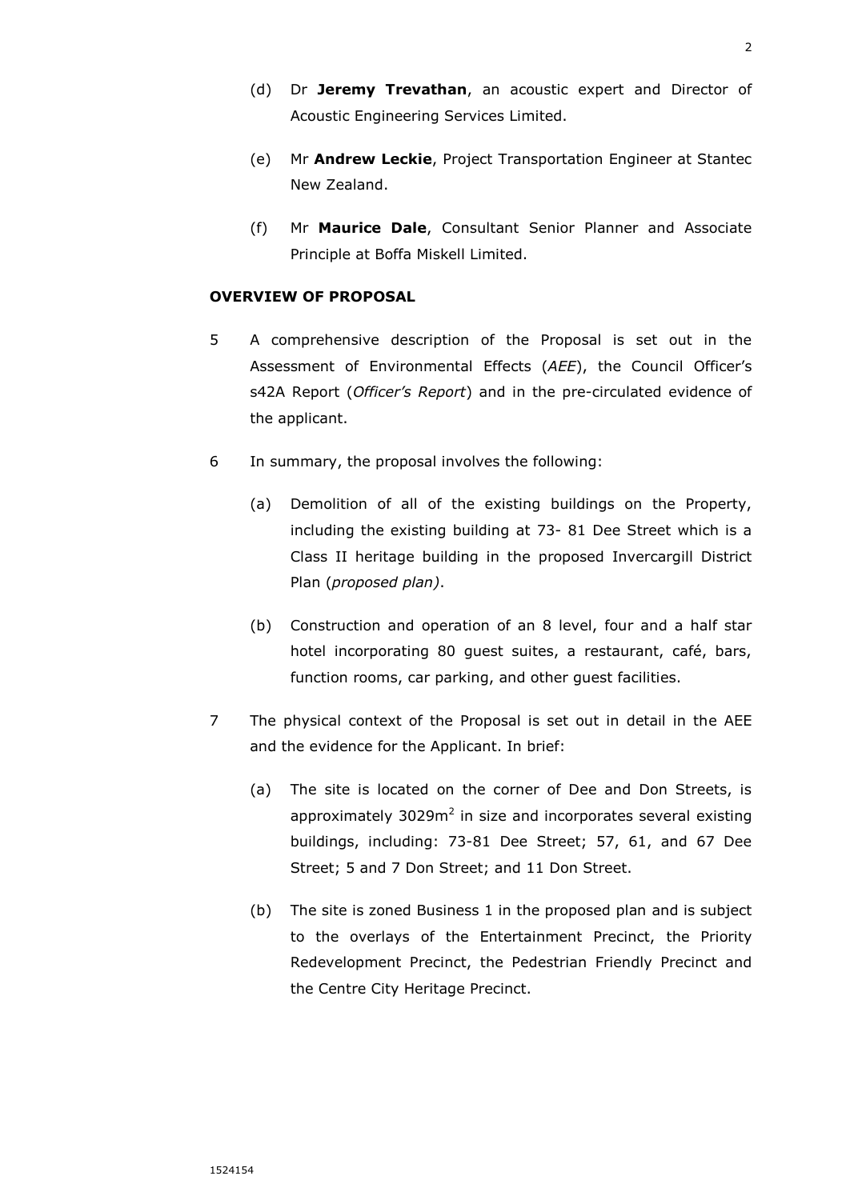(d) Dr **Jeremy Trevathan**, an acoustic expert and Director of Acoustic Engineering Services Limited.

(e) Mr **Andrew Leckie**, Project Transportation Engineer at Stantec New Zealand.

(f) Mr **Maurice Dale**, Consultant Senior Planner and Associate Principle at Boffa Miskell Limited.

**OVERVIEW OF PROPOSAL**

5 A comprehensive description of the Proposal is set out in the Assessment of Environmental Effects (*AEE*), the Council Officer's s42A Report (*Officer's Report*) and in the pre-circulated evidence of the applicant.

6 In summary, the proposal involves the following:

(a) Demolition of all of the existing buildings on the Property, including the existing building at 73- 81 Dee Street which is a Class II heritage building in the proposed Invercargill District Plan (*proposed plan)*.

(b) Construction and operation of an 8 level, four and a half star hotel incorporating 80 guest suites, a restaurant, café, bars, function rooms, car parking, and other guest facilities.

7 The physical context of the Proposal is set out in detail in the AEE and the evidence for the Applicant. In brief:

(a) The site is located on the corner of Dee and Don Streets, is approximately 3029m$^2$ in size and incorporates several existing buildings, including: 73-81 Dee Street; 57, 61, and 67 Dee Street; 5 and 7 Don Street; and 11 Don Street.

(b) The site is zoned Business 1 in the proposed plan and is subject to the overlays of the Entertainment Precinct, the Priority Redevelopment Precinct, the Pedestrian Friendly Precinct and the Centre City Heritage Precinct.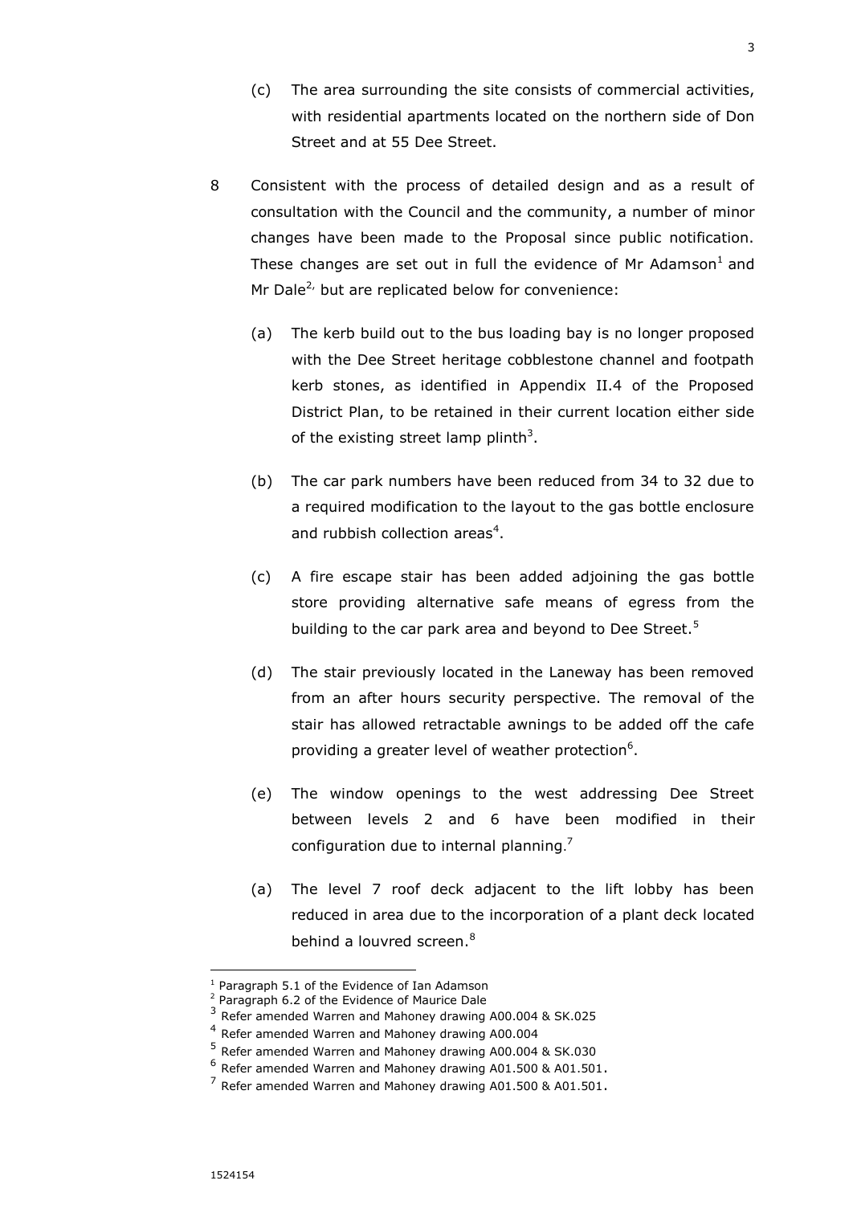(c) The area surrounding the site consists of commercial activities, with residential apartments located on the northern side of Don Street and at 55 Dee Street.

8 Consistent with the process of detailed design and as a result of consultation with the Council and the community, a number of minor changes have been made to the Proposal since public notification. These changes are set out in full the evidence of Mr Adamson[1] and Mr Dale[2,] but are replicated below for convenience:

(a) The kerb build out to the bus loading bay is no longer proposed with the Dee Street heritage cobblestone channel and footpath kerb stones, as identified in Appendix II.4 of the Proposed District Plan, to be retained in their current location either side of the existing street lamp plinth[3].

(b) The car park numbers have been reduced from 34 to 32 due to a required modification to the layout to the gas bottle enclosure and rubbish collection areas[4].

(c) A fire escape stair has been added adjoining the gas bottle store providing alternative safe means of egress from the building to the car park area and beyond to Dee Street.[5]

(d) The stair previously located in the Laneway has been removed from an after hours security perspective. The removal of the stair has allowed retractable awnings to be added off the cafe providing a greater level of weather protection[6].

(e) The window openings to the west addressing Dee Street between levels 2 and 6 have been modified in their configuration due to internal planning.[7]

(a) The level 7 roof deck adjacent to the lift lobby has been reduced in area due to the incorporation of a plant deck located behind a louvred screen.[8]

---

[1] Paragraph 5.1 of the Evidence of Ian Adamson

[2] Paragraph 6.2 of the Evidence of Maurice Dale

[3] Refer amended Warren and Mahoney drawing A00.004 & SK.025

[4] Refer amended Warren and Mahoney drawing A00.004

[5] Refer amended Warren and Mahoney drawing A00.004 & SK.030

[6] Refer amended Warren and Mahoney drawing A01.500 & A01.501.

[7] Refer amended Warren and Mahoney drawing A01.500 & A01.501.

1524154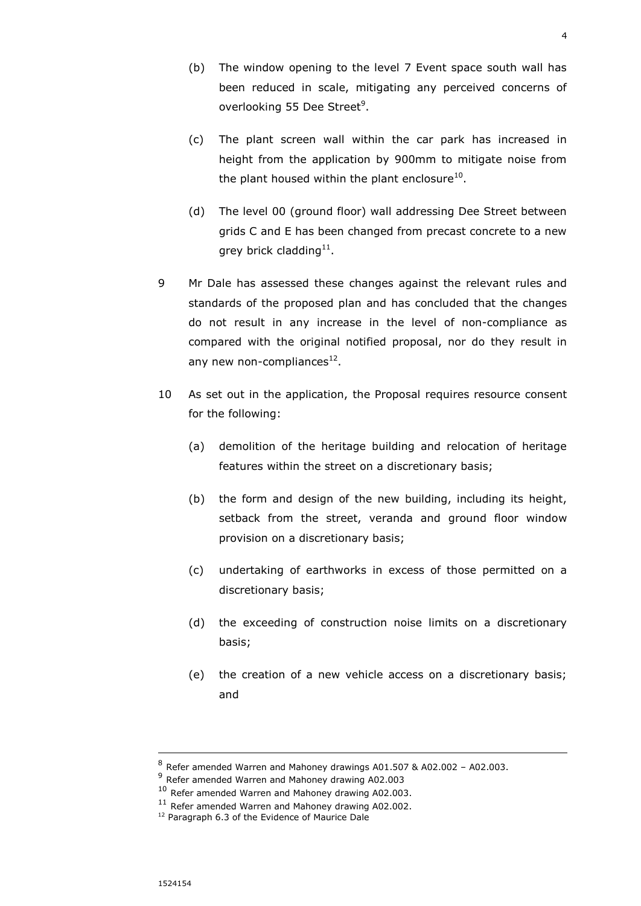(b) The window opening to the level 7 Event space south wall has been reduced in scale, mitigating any perceived concerns of overlooking 55 Dee Street[9].

(c) The plant screen wall within the car park has increased in height from the application by 900mm to mitigate noise from the plant housed within the plant enclosure[10].

(d) The level 00 (ground floor) wall addressing Dee Street between grids C and E has been changed from precast concrete to a new grey brick cladding[11].

9 Mr Dale has assessed these changes against the relevant rules and standards of the proposed plan and has concluded that the changes do not result in any increase in the level of non-compliance as compared with the original notified proposal, nor do they result in any new non-compliances[12].

10 As set out in the application, the Proposal requires resource consent for the following:

(a) demolition of the heritage building and relocation of heritage features within the street on a discretionary basis;

(b) the form and design of the new building, including its height, setback from the street, veranda and ground floor window provision on a discretionary basis;

(c) undertaking of earthworks in excess of those permitted on a discretionary basis;

(d) the exceeding of construction noise limits on a discretionary basis;

(e) the creation of a new vehicle access on a discretionary basis; and

---

[8] Refer amended Warren and Mahoney drawings A01.507 & A02.002 – A02.003.

[9] Refer amended Warren and Mahoney drawing A02.003

[10] Refer amended Warren and Mahoney drawing A02.003.

[11] Refer amended Warren and Mahoney drawing A02.002.

[12] Paragraph 6.3 of the Evidence of Maurice Dale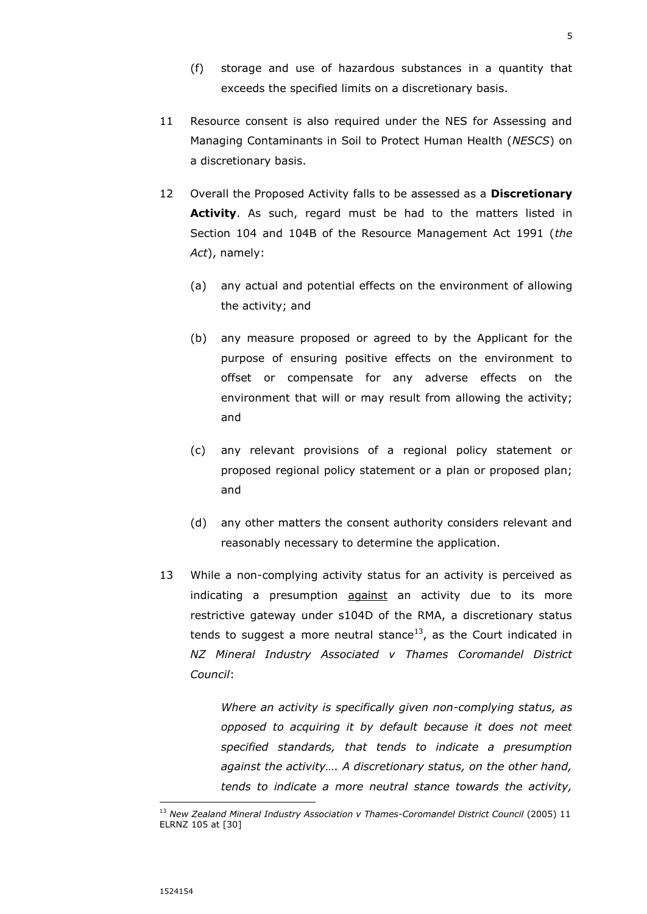(f) storage and use of hazardous substances in a quantity that exceeds the specified limits on a discretionary basis.

11 Resource consent is also required under the NES for Assessing and Managing Contaminants in Soil to Protect Human Health (*NESCS*) on a discretionary basis.

12 Overall the Proposed Activity falls to be assessed as a **Discretionary Activity**. As such, regard must be had to the matters listed in Section 104 and 104B of the Resource Management Act 1991 (*the Act*), namely:

(a) any actual and potential effects on the environment of allowing the activity; and

(b) any measure proposed or agreed to by the Applicant for the purpose of ensuring positive effects on the environment to offset or compensate for any adverse effects on the environment that will or may result from allowing the activity; and

(c) any relevant provisions of a regional policy statement or proposed regional policy statement or a plan or proposed plan; and

(d) any other matters the consent authority considers relevant and reasonably necessary to determine the application.

13 While a non-complying activity status for an activity is perceived as indicating a presumption <u>against</u> an activity due to its more restrictive gateway under s104D of the RMA, a discretionary status tends to suggest a more neutral stance[13], as the Court indicated in *NZ Mineral Industry Associated v Thames Coromandel District Council*:

> *Where an activity is specifically given non-complying status, as opposed to acquiring it by default because it does not meet specified standards, that tends to indicate a presumption against the activity…. A discretionary status, on the other hand, tends to indicate a more neutral stance towards the activity,*

[13] *New Zealand Mineral Industry Association v Thames-Coromandel District Council* (2005) 11 ELRNZ 105 at [30]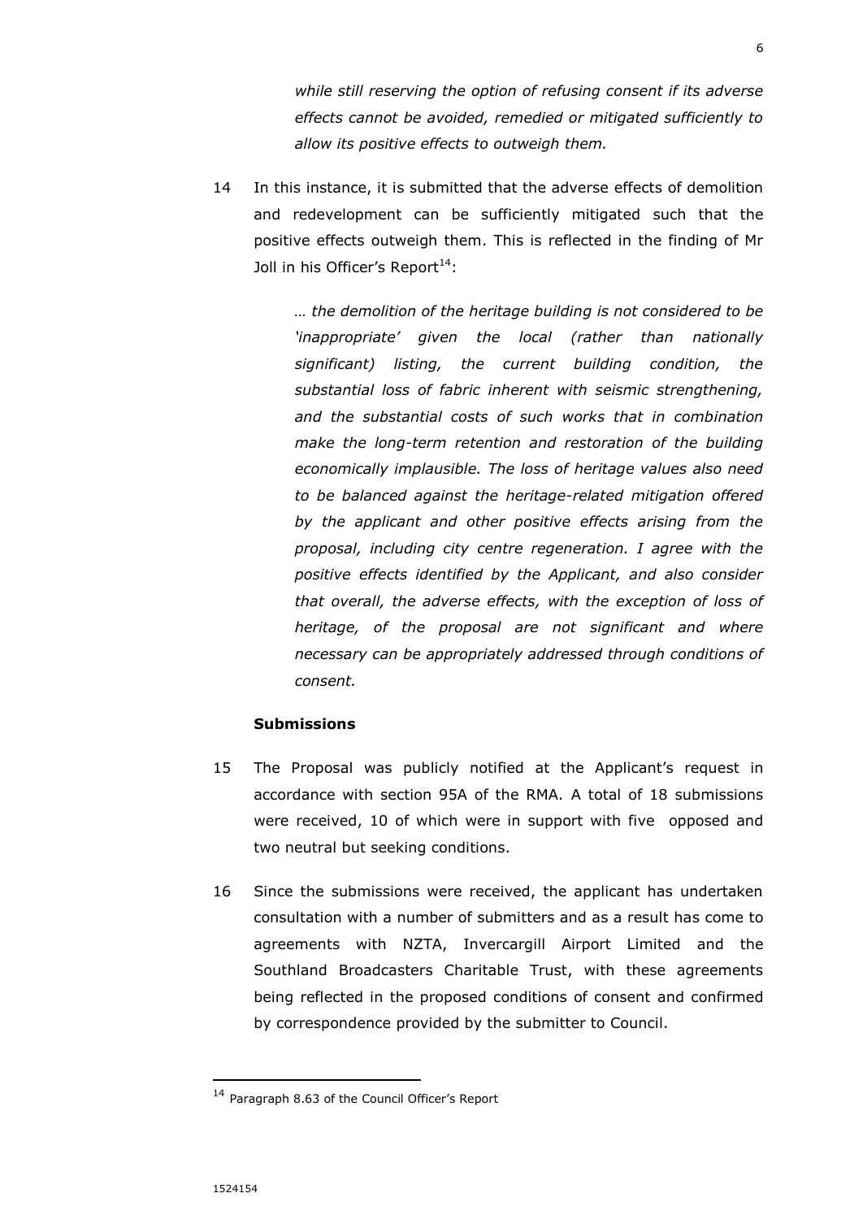*while still reserving the option of refusing consent if its adverse effects cannot be avoided, remedied or mitigated sufficiently to allow its positive effects to outweigh them.*

14 In this instance, it is submitted that the adverse effects of demolition and redevelopment can be sufficiently mitigated such that the positive effects outweigh them. This is reflected in the finding of Mr Joll in his Officer's Report[14]:

> *… the demolition of the heritage building is not considered to be 'inappropriate' given the local (rather than nationally significant) listing, the current building condition, the substantial loss of fabric inherent with seismic strengthening, and the substantial costs of such works that in combination make the long-term retention and restoration of the building economically implausible. The loss of heritage values also need to be balanced against the heritage-related mitigation offered by the applicant and other positive effects arising from the proposal, including city centre regeneration. I agree with the positive effects identified by the Applicant, and also consider that overall, the adverse effects, with the exception of loss of heritage, of the proposal are not significant and where necessary can be appropriately addressed through conditions of consent.*

**Submissions**

15 The Proposal was publicly notified at the Applicant's request in accordance with section 95A of the RMA. A total of 18 submissions were received, 10 of which were in support with five opposed and two neutral but seeking conditions.

16 Since the submissions were received, the applicant has undertaken consultation with a number of submitters and as a result has come to agreements with NZTA, Invercargill Airport Limited and the Southland Broadcasters Charitable Trust, with these agreements being reflected in the proposed conditions of consent and confirmed by correspondence provided by the submitter to Council.

---

[14] Paragraph 8.63 of the Council Officer's Report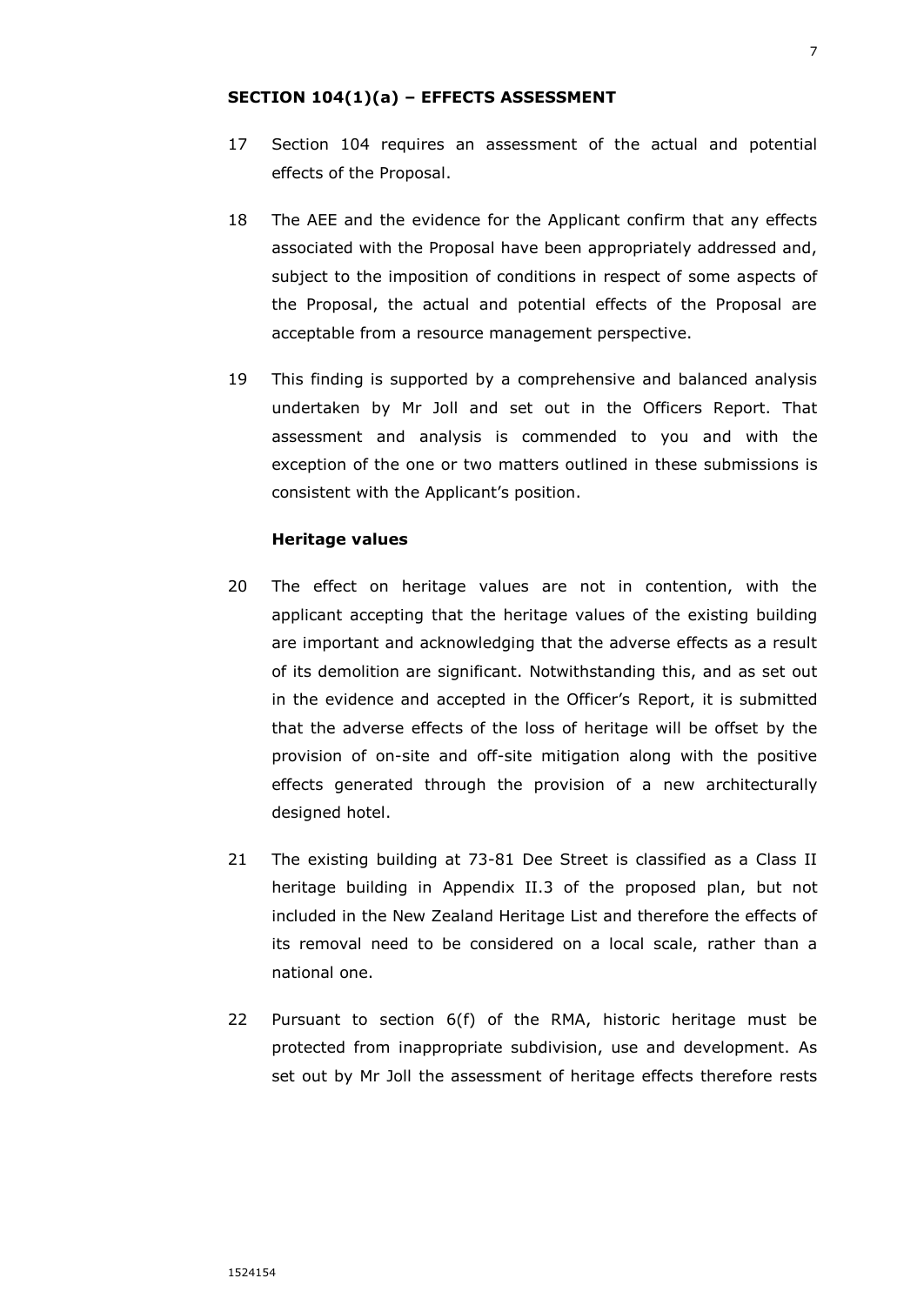## SECTION 104(1)(a) – EFFECTS ASSESSMENT

17 Section 104 requires an assessment of the actual and potential effects of the Proposal.

18 The AEE and the evidence for the Applicant confirm that any effects associated with the Proposal have been appropriately addressed and, subject to the imposition of conditions in respect of some aspects of the Proposal, the actual and potential effects of the Proposal are acceptable from a resource management perspective.

19 This finding is supported by a comprehensive and balanced analysis undertaken by Mr Joll and set out in the Officers Report. That assessment and analysis is commended to you and with the exception of the one or two matters outlined in these submissions is consistent with the Applicant's position.

### Heritage values

20 The effect on heritage values are not in contention, with the applicant accepting that the heritage values of the existing building are important and acknowledging that the adverse effects as a result of its demolition are significant. Notwithstanding this, and as set out in the evidence and accepted in the Officer's Report, it is submitted that the adverse effects of the loss of heritage will be offset by the provision of on-site and off-site mitigation along with the positive effects generated through the provision of a new architecturally designed hotel.

21 The existing building at 73-81 Dee Street is classified as a Class II heritage building in Appendix II.3 of the proposed plan, but not included in the New Zealand Heritage List and therefore the effects of its removal need to be considered on a local scale, rather than a national one.

22 Pursuant to section 6(f) of the RMA, historic heritage must be protected from inappropriate subdivision, use and development. As set out by Mr Joll the assessment of heritage effects therefore rests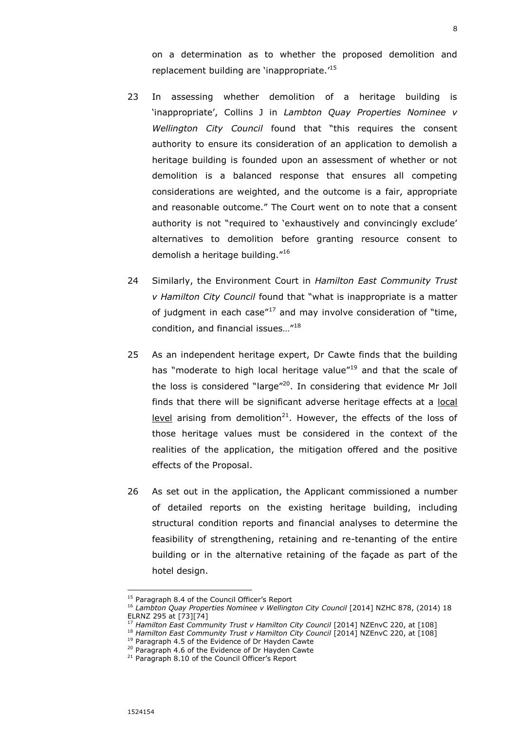on a determination as to whether the proposed demolition and replacement building are 'inappropriate.'[15]

23 In assessing whether demolition of a heritage building is 'inappropriate', Collins J in *Lambton Quay Properties Nominee v Wellington City Council* found that "this requires the consent authority to ensure its consideration of an application to demolish a heritage building is founded upon an assessment of whether or not demolition is a balanced response that ensures all competing considerations are weighted, and the outcome is a fair, appropriate and reasonable outcome." The Court went on to note that a consent authority is not "required to 'exhaustively and convincingly exclude' alternatives to demolition before granting resource consent to demolish a heritage building."[16]

24 Similarly, the Environment Court in *Hamilton East Community Trust v Hamilton City Council* found that "what is inappropriate is a matter of judgment in each case"[17] and may involve consideration of "time, condition, and financial issues…"[18]

25 As an independent heritage expert, Dr Cawte finds that the building has "moderate to high local heritage value"[19] and that the scale of the loss is considered "large"[20]. In considering that evidence Mr Joll finds that there will be significant adverse heritage effects at a <u>local level</u> arising from demolition[21]. However, the effects of the loss of those heritage values must be considered in the context of the realities of the application, the mitigation offered and the positive effects of the Proposal.

26 As set out in the application, the Applicant commissioned a number of detailed reports on the existing heritage building, including structural condition reports and financial analyses to determine the feasibility of strengthening, retaining and re-tenanting of the entire building or in the alternative retaining of the façade as part of the hotel design.

---

[15] Paragraph 8.4 of the Council Officer's Report
[16] *Lambton Quay Properties Nominee v Wellington City Council* [2014] NZHC 878, (2014) 18 ELRNZ 295 at [73][74]
[17] *Hamilton East Community Trust v Hamilton City Council* [2014] NZEnvC 220, at [108]
[18] *Hamilton East Community Trust v Hamilton City Council* [2014] NZEnvC 220, at [108]
[19] Paragraph 4.5 of the Evidence of Dr Hayden Cawte
[20] Paragraph 4.6 of the Evidence of Dr Hayden Cawte
[21] Paragraph 8.10 of the Council Officer's Report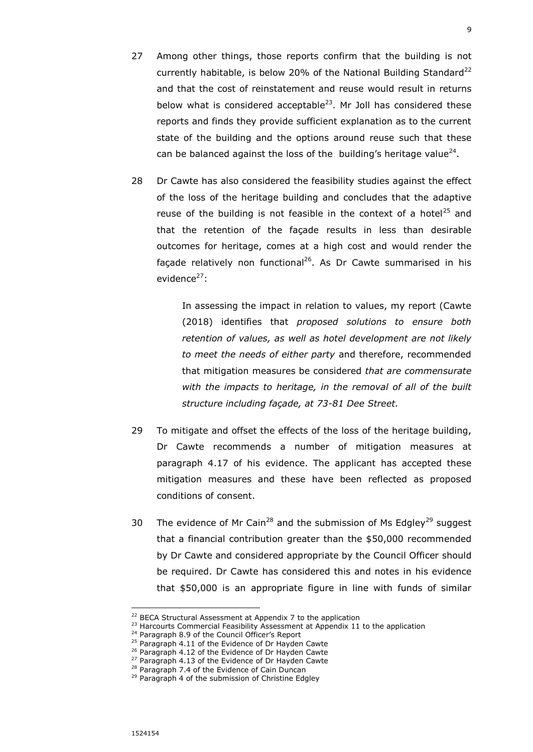27 Among other things, those reports confirm that the building is not currently habitable, is below 20% of the National Building Standard[22] and that the cost of reinstatement and reuse would result in returns below what is considered acceptable[23]. Mr Joll has considered these reports and finds they provide sufficient explanation as to the current state of the building and the options around reuse such that these can be balanced against the loss of the building's heritage value[24].

28 Dr Cawte has also considered the feasibility studies against the effect of the loss of the heritage building and concludes that the adaptive reuse of the building is not feasible in the context of a hotel[25] and that the retention of the façade results in less than desirable outcomes for heritage, comes at a high cost and would render the façade relatively non functional[26]. As Dr Cawte summarised in his evidence[27]:

> In assessing the impact in relation to values, my report (Cawte (2018) identifies that *proposed solutions to ensure both retention of values, as well as hotel development are not likely to meet the needs of either party* and therefore, recommended that mitigation measures be considered *that are commensurate with the impacts to heritage, in the removal of all of the built structure including façade, at 73-81 Dee Street.*

29 To mitigate and offset the effects of the loss of the heritage building, Dr Cawte recommends a number of mitigation measures at paragraph 4.17 of his evidence. The applicant has accepted these mitigation measures and these have been reflected as proposed conditions of consent.

30 The evidence of Mr Cain[28] and the submission of Ms Edgley[29] suggest that a financial contribution greater than the $50,000 recommended by Dr Cawte and considered appropriate by the Council Officer should be required. Dr Cawte has considered this and notes in his evidence that $50,000 is an appropriate figure in line with funds of similar

---

[22] BECA Structural Assessment at Appendix 7 to the application
[23] Harcourts Commercial Feasibility Assessment at Appendix 11 to the application
[24] Paragraph 8.9 of the Council Officer's Report
[25] Paragraph 4.11 of the Evidence of Dr Hayden Cawte
[26] Paragraph 4.12 of the Evidence of Dr Hayden Cawte
[27] Paragraph 4.13 of the Evidence of Dr Hayden Cawte
[28] Paragraph 7.4 of the Evidence of Cain Duncan
[29] Paragraph 4 of the submission of Christine Edgley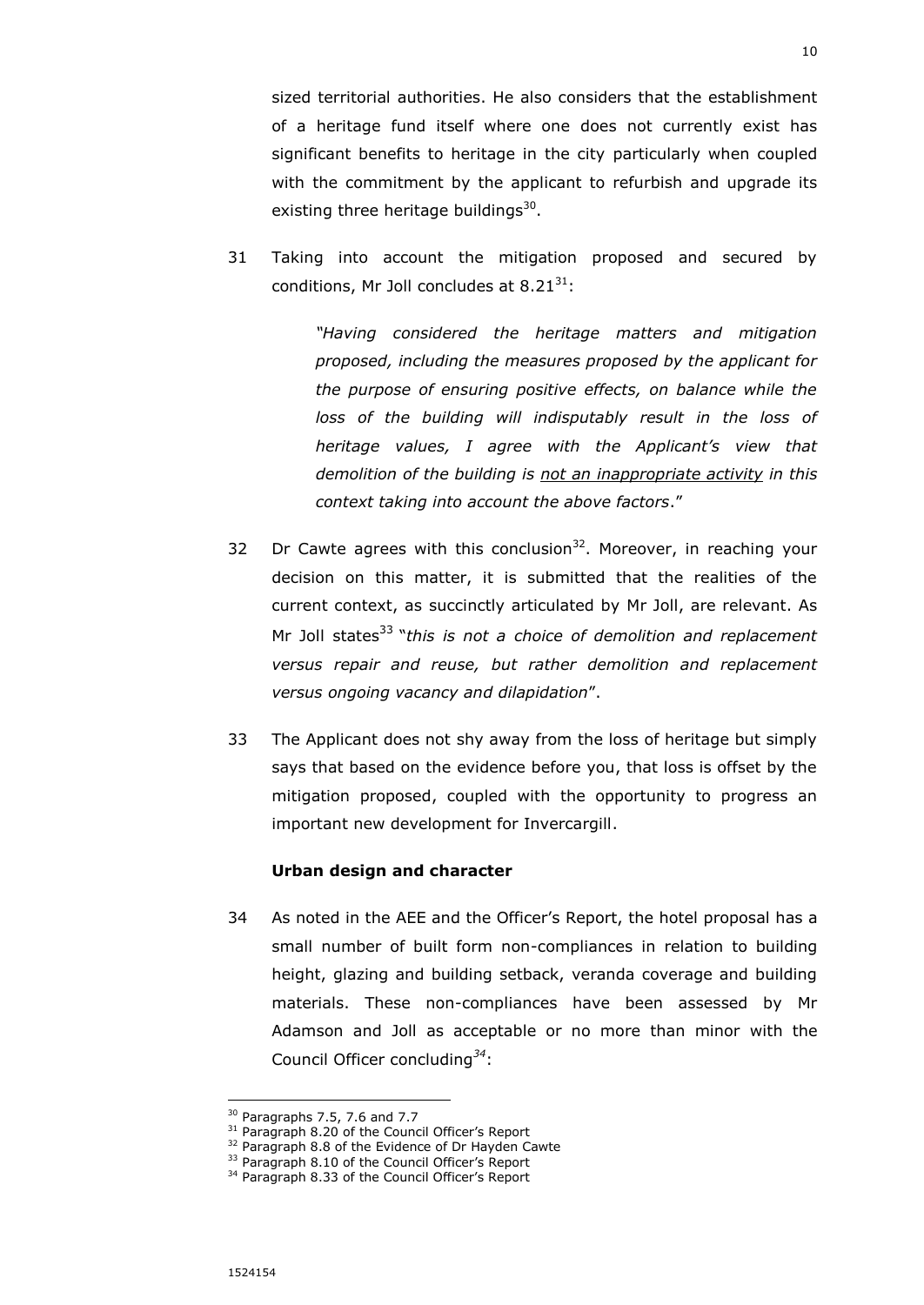sized territorial authorities. He also considers that the establishment of a heritage fund itself where one does not currently exist has significant benefits to heritage in the city particularly when coupled with the commitment by the applicant to refurbish and upgrade its existing three heritage buildings[30].

31 Taking into account the mitigation proposed and secured by conditions, Mr Joll concludes at 8.21[31]:

> *"Having considered the heritage matters and mitigation proposed, including the measures proposed by the applicant for the purpose of ensuring positive effects, on balance while the loss of the building will indisputably result in the loss of heritage values, I agree with the Applicant's view that demolition of the building is <u>not an inappropriate activity</u> in this context taking into account the above factors*."

32 Dr Cawte agrees with this conclusion[32]. Moreover, in reaching your decision on this matter, it is submitted that the realities of the current context, as succinctly articulated by Mr Joll, are relevant. As Mr Joll states[33] "*this is not a choice of demolition and replacement versus repair and reuse, but rather demolition and replacement versus ongoing vacancy and dilapidation*".

33 The Applicant does not shy away from the loss of heritage but simply says that based on the evidence before you, that loss is offset by the mitigation proposed, coupled with the opportunity to progress an important new development for Invercargill.

**Urban design and character**

34 As noted in the AEE and the Officer's Report, the hotel proposal has a small number of built form non-compliances in relation to building height, glazing and building setback, veranda coverage and building materials. These non-compliances have been assessed by Mr Adamson and Joll as acceptable or no more than minor with the Council Officer concluding[34]:

---

[30] Paragraphs 7.5, 7.6 and 7.7
[31] Paragraph 8.20 of the Council Officer's Report
[32] Paragraph 8.8 of the Evidence of Dr Hayden Cawte
[33] Paragraph 8.10 of the Council Officer's Report
[34] Paragraph 8.33 of the Council Officer's Report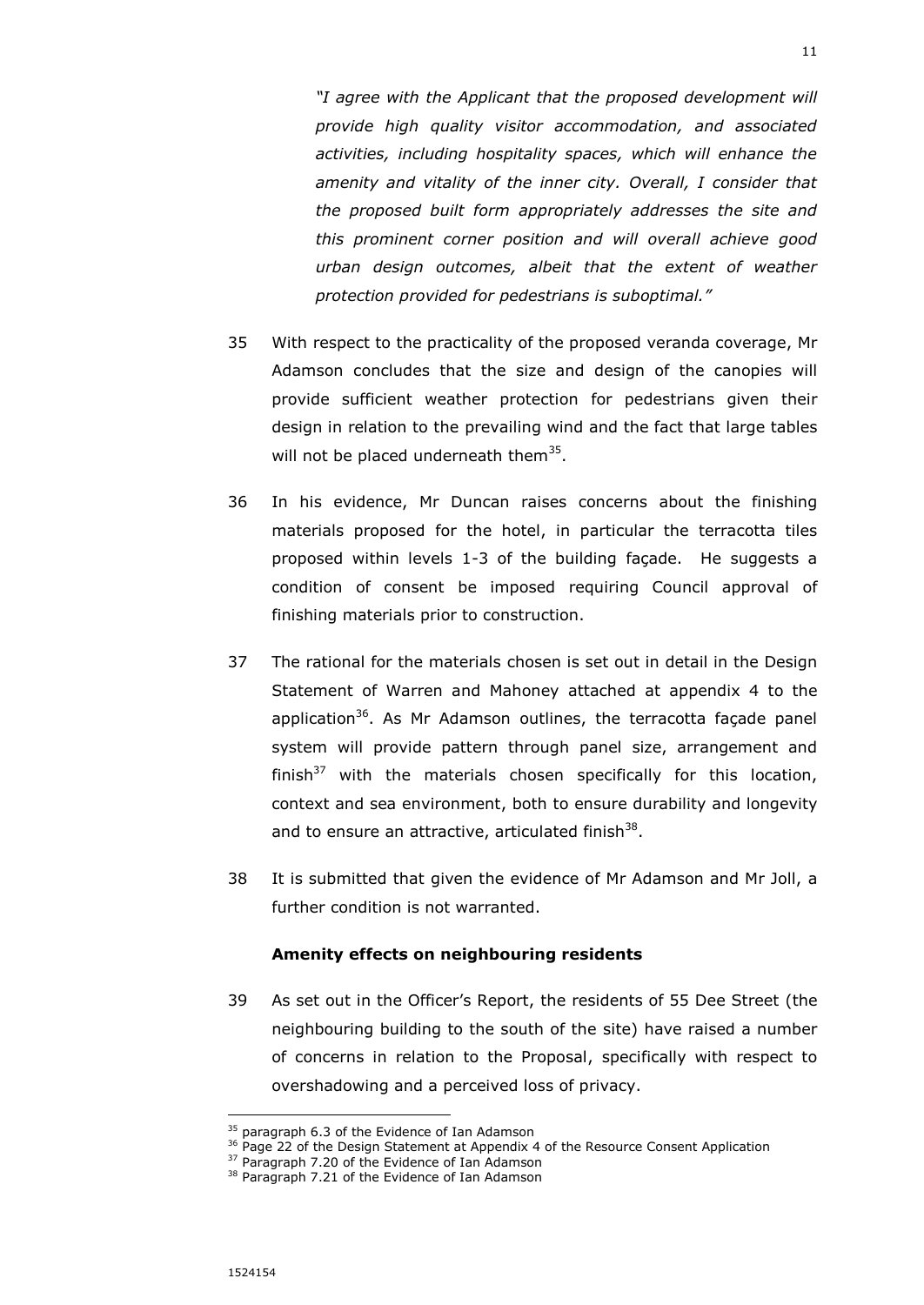> *"I agree with the Applicant that the proposed development will provide high quality visitor accommodation, and associated activities, including hospitality spaces, which will enhance the amenity and vitality of the inner city. Overall, I consider that the proposed built form appropriately addresses the site and this prominent corner position and will overall achieve good urban design outcomes, albeit that the extent of weather protection provided for pedestrians is suboptimal."*

35 With respect to the practicality of the proposed veranda coverage, Mr Adamson concludes that the size and design of the canopies will provide sufficient weather protection for pedestrians given their design in relation to the prevailing wind and the fact that large tables will not be placed underneath them[35].

36 In his evidence, Mr Duncan raises concerns about the finishing materials proposed for the hotel, in particular the terracotta tiles proposed within levels 1-3 of the building façade. He suggests a condition of consent be imposed requiring Council approval of finishing materials prior to construction.

37 The rational for the materials chosen is set out in detail in the Design Statement of Warren and Mahoney attached at appendix 4 to the application[36]. As Mr Adamson outlines, the terracotta façade panel system will provide pattern through panel size, arrangement and finish[37] with the materials chosen specifically for this location, context and sea environment, both to ensure durability and longevity and to ensure an attractive, articulated finish[38].

38 It is submitted that given the evidence of Mr Adamson and Mr Joll, a further condition is not warranted.

**Amenity effects on neighbouring residents**

39 As set out in the Officer's Report, the residents of 55 Dee Street (the neighbouring building to the south of the site) have raised a number of concerns in relation to the Proposal, specifically with respect to overshadowing and a perceived loss of privacy.

---

[35] paragraph 6.3 of the Evidence of Ian Adamson

[36] Page 22 of the Design Statement at Appendix 4 of the Resource Consent Application

[37] Paragraph 7.20 of the Evidence of Ian Adamson

[38] Paragraph 7.21 of the Evidence of Ian Adamson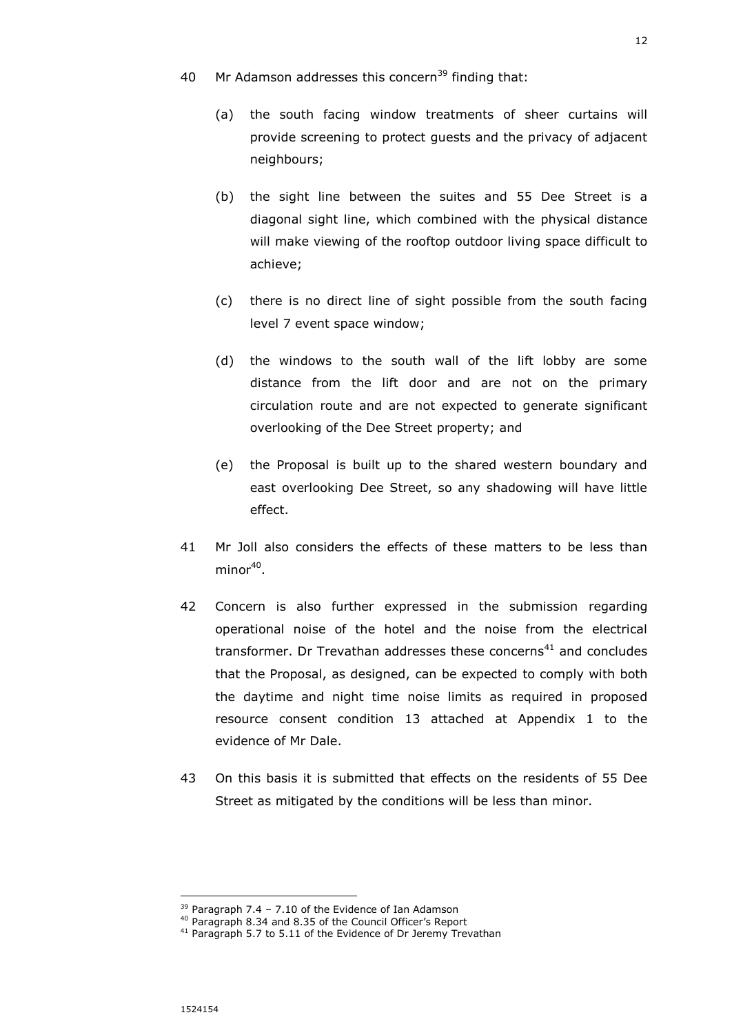40 Mr Adamson addresses this concern[39] finding that:

(a) the south facing window treatments of sheer curtains will provide screening to protect guests and the privacy of adjacent neighbours;

(b) the sight line between the suites and 55 Dee Street is a diagonal sight line, which combined with the physical distance will make viewing of the rooftop outdoor living space difficult to achieve;

(c) there is no direct line of sight possible from the south facing level 7 event space window;

(d) the windows to the south wall of the lift lobby are some distance from the lift door and are not on the primary circulation route and are not expected to generate significant overlooking of the Dee Street property; and

(e) the Proposal is built up to the shared western boundary and east overlooking Dee Street, so any shadowing will have little effect.

41 Mr Joll also considers the effects of these matters to be less than minor[40].

42 Concern is also further expressed in the submission regarding operational noise of the hotel and the noise from the electrical transformer. Dr Trevathan addresses these concerns[41] and concludes that the Proposal, as designed, can be expected to comply with both the daytime and night time noise limits as required in proposed resource consent condition 13 attached at Appendix 1 to the evidence of Mr Dale.

43 On this basis it is submitted that effects on the residents of 55 Dee Street as mitigated by the conditions will be less than minor.

---

[39] Paragraph 7.4 – 7.10 of the Evidence of Ian Adamson

[40] Paragraph 8.34 and 8.35 of the Council Officer's Report

[41] Paragraph 5.7 to 5.11 of the Evidence of Dr Jeremy Trevathan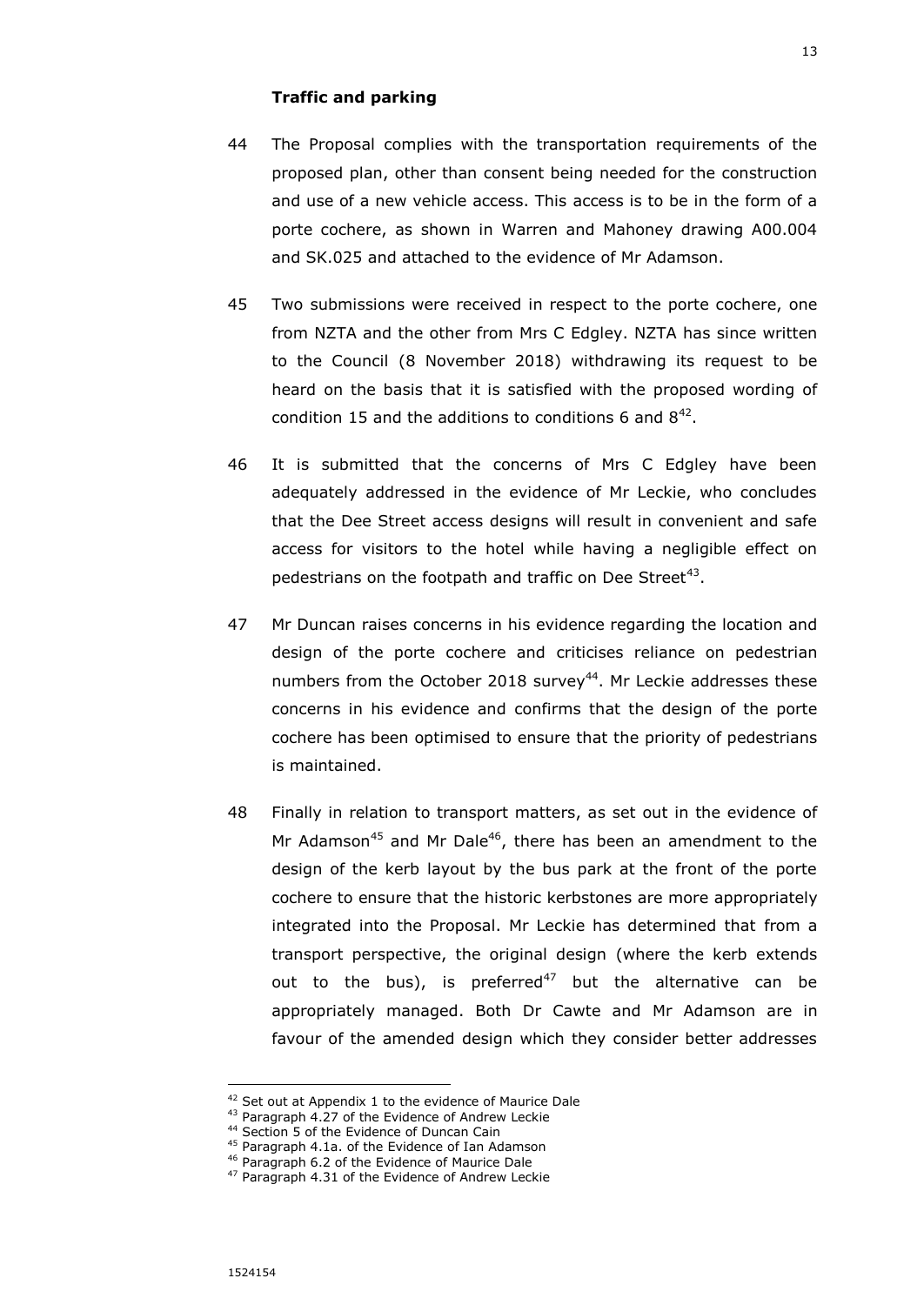### Traffic and parking

44 The Proposal complies with the transportation requirements of the proposed plan, other than consent being needed for the construction and use of a new vehicle access. This access is to be in the form of a porte cochere, as shown in Warren and Mahoney drawing A00.004 and SK.025 and attached to the evidence of Mr Adamson.

45 Two submissions were received in respect to the porte cochere, one from NZTA and the other from Mrs C Edgley. NZTA has since written to the Council (8 November 2018) withdrawing its request to be heard on the basis that it is satisfied with the proposed wording of condition 15 and the additions to conditions 6 and 8[42].

46 It is submitted that the concerns of Mrs C Edgley have been adequately addressed in the evidence of Mr Leckie, who concludes that the Dee Street access designs will result in convenient and safe access for visitors to the hotel while having a negligible effect on pedestrians on the footpath and traffic on Dee Street[43].

47 Mr Duncan raises concerns in his evidence regarding the location and design of the porte cochere and criticises reliance on pedestrian numbers from the October 2018 survey[44]. Mr Leckie addresses these concerns in his evidence and confirms that the design of the porte cochere has been optimised to ensure that the priority of pedestrians is maintained.

48 Finally in relation to transport matters, as set out in the evidence of Mr Adamson[45] and Mr Dale[46], there has been an amendment to the design of the kerb layout by the bus park at the front of the porte cochere to ensure that the historic kerbstones are more appropriately integrated into the Proposal. Mr Leckie has determined that from a transport perspective, the original design (where the kerb extends out to the bus), is preferred[47] but the alternative can be appropriately managed. Both Dr Cawte and Mr Adamson are in favour of the amended design which they consider better addresses

---

[42] Set out at Appendix 1 to the evidence of Maurice Dale

[43] Paragraph 4.27 of the Evidence of Andrew Leckie

[44] Section 5 of the Evidence of Duncan Cain

[45] Paragraph 4.1a. of the Evidence of Ian Adamson

[46] Paragraph 6.2 of the Evidence of Maurice Dale

[47] Paragraph 4.31 of the Evidence of Andrew Leckie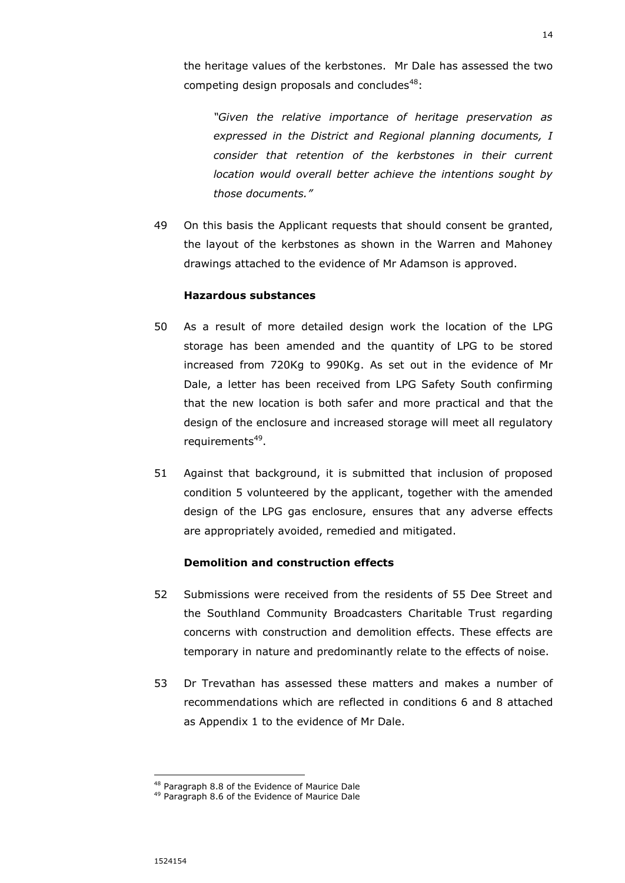the heritage values of the kerbstones. Mr Dale has assessed the two competing design proposals and concludes[48]:

> *"Given the relative importance of heritage preservation as expressed in the District and Regional planning documents, I consider that retention of the kerbstones in their current location would overall better achieve the intentions sought by those documents."*

49 On this basis the Applicant requests that should consent be granted, the layout of the kerbstones as shown in the Warren and Mahoney drawings attached to the evidence of Mr Adamson is approved.

**Hazardous substances**

50 As a result of more detailed design work the location of the LPG storage has been amended and the quantity of LPG to be stored increased from 720Kg to 990Kg. As set out in the evidence of Mr Dale, a letter has been received from LPG Safety South confirming that the new location is both safer and more practical and that the design of the enclosure and increased storage will meet all regulatory requirements[49].

51 Against that background, it is submitted that inclusion of proposed condition 5 volunteered by the applicant, together with the amended design of the LPG gas enclosure, ensures that any adverse effects are appropriately avoided, remedied and mitigated.

**Demolition and construction effects**

52 Submissions were received from the residents of 55 Dee Street and the Southland Community Broadcasters Charitable Trust regarding concerns with construction and demolition effects. These effects are temporary in nature and predominantly relate to the effects of noise.

53 Dr Trevathan has assessed these matters and makes a number of recommendations which are reflected in conditions 6 and 8 attached as Appendix 1 to the evidence of Mr Dale.

---

[48] Paragraph 8.8 of the Evidence of Maurice Dale

[49] Paragraph 8.6 of the Evidence of Maurice Dale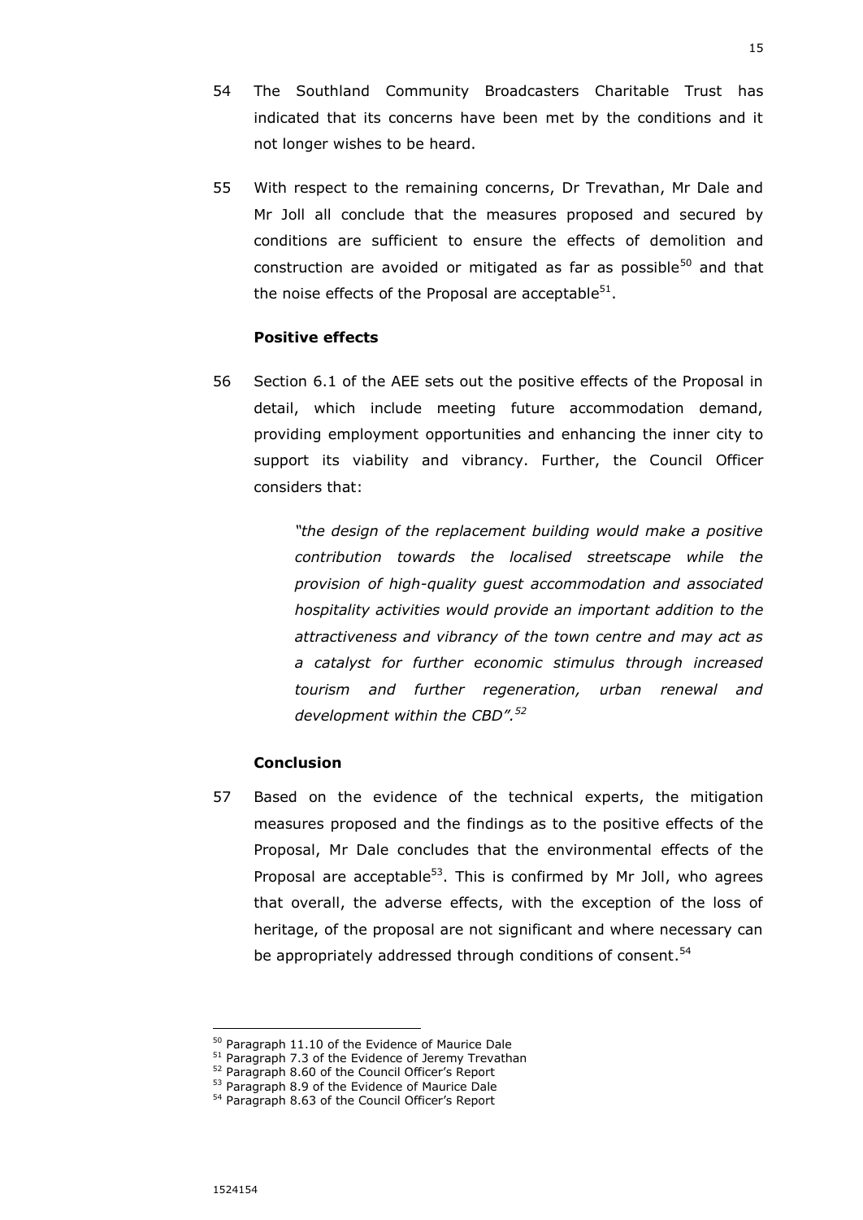54 The Southland Community Broadcasters Charitable Trust has indicated that its concerns have been met by the conditions and it not longer wishes to be heard.

55 With respect to the remaining concerns, Dr Trevathan, Mr Dale and Mr Joll all conclude that the measures proposed and secured by conditions are sufficient to ensure the effects of demolition and construction are avoided or mitigated as far as possible[50] and that the noise effects of the Proposal are acceptable[51].

**Positive effects**

56 Section 6.1 of the AEE sets out the positive effects of the Proposal in detail, which include meeting future accommodation demand, providing employment opportunities and enhancing the inner city to support its viability and vibrancy. Further, the Council Officer considers that:

> *"the design of the replacement building would make a positive contribution towards the localised streetscape while the provision of high-quality guest accommodation and associated hospitality activities would provide an important addition to the attractiveness and vibrancy of the town centre and may act as a catalyst for further economic stimulus through increased tourism and further regeneration, urban renewal and development within the CBD".*[52]

**Conclusion**

57 Based on the evidence of the technical experts, the mitigation measures proposed and the findings as to the positive effects of the Proposal, Mr Dale concludes that the environmental effects of the Proposal are acceptable[53]. This is confirmed by Mr Joll, who agrees that overall, the adverse effects, with the exception of the loss of heritage, of the proposal are not significant and where necessary can be appropriately addressed through conditions of consent.[54]

---

[50] Paragraph 11.10 of the Evidence of Maurice Dale
[51] Paragraph 7.3 of the Evidence of Jeremy Trevathan
[52] Paragraph 8.60 of the Council Officer's Report
[53] Paragraph 8.9 of the Evidence of Maurice Dale
[54] Paragraph 8.63 of the Council Officer's Report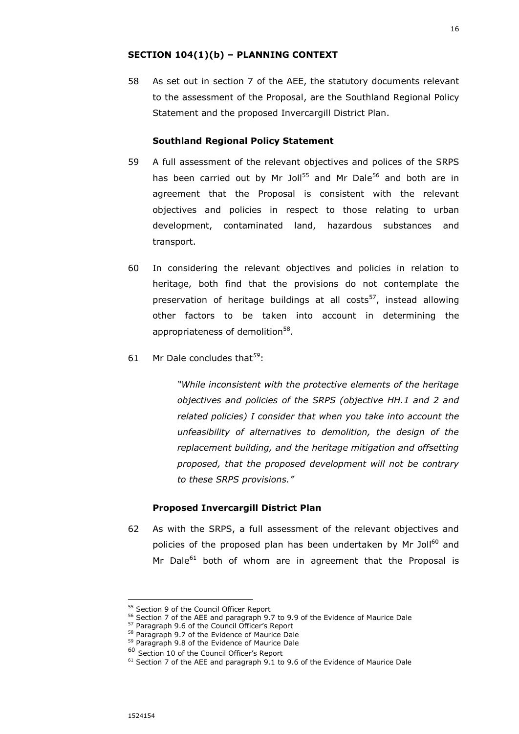**SECTION 104(1)(b) – PLANNING CONTEXT**

58 As set out in section 7 of the AEE, the statutory documents relevant to the assessment of the Proposal, are the Southland Regional Policy Statement and the proposed Invercargill District Plan.

**Southland Regional Policy Statement**

59 A full assessment of the relevant objectives and polices of the SRPS has been carried out by Mr Joll[55] and Mr Dale[56] and both are in agreement that the Proposal is consistent with the relevant objectives and policies in respect to those relating to urban development, contaminated land, hazardous substances and transport.

60 In considering the relevant objectives and policies in relation to heritage, both find that the provisions do not contemplate the preservation of heritage buildings at all costs[57], instead allowing other factors to be taken into account in determining the appropriateness of demolition[58].

61 Mr Dale concludes that[59]:

> *"While inconsistent with the protective elements of the heritage objectives and policies of the SRPS (objective HH.1 and 2 and related policies) I consider that when you take into account the unfeasibility of alternatives to demolition, the design of the replacement building, and the heritage mitigation and offsetting proposed, that the proposed development will not be contrary to these SRPS provisions."*

**Proposed Invercargill District Plan**

62 As with the SRPS, a full assessment of the relevant objectives and policies of the proposed plan has been undertaken by Mr Joll[60] and Mr Dale[61] both of whom are in agreement that the Proposal is

---

[55] Section 9 of the Council Officer Report

[56] Section 7 of the AEE and paragraph 9.7 to 9.9 of the Evidence of Maurice Dale

[57] Paragraph 9.6 of the Council Officer's Report

[58] Paragraph 9.7 of the Evidence of Maurice Dale

[59] Paragraph 9.8 of the Evidence of Maurice Dale

[60] Section 10 of the Council Officer's Report

[61] Section 7 of the AEE and paragraph 9.1 to 9.6 of the Evidence of Maurice Dale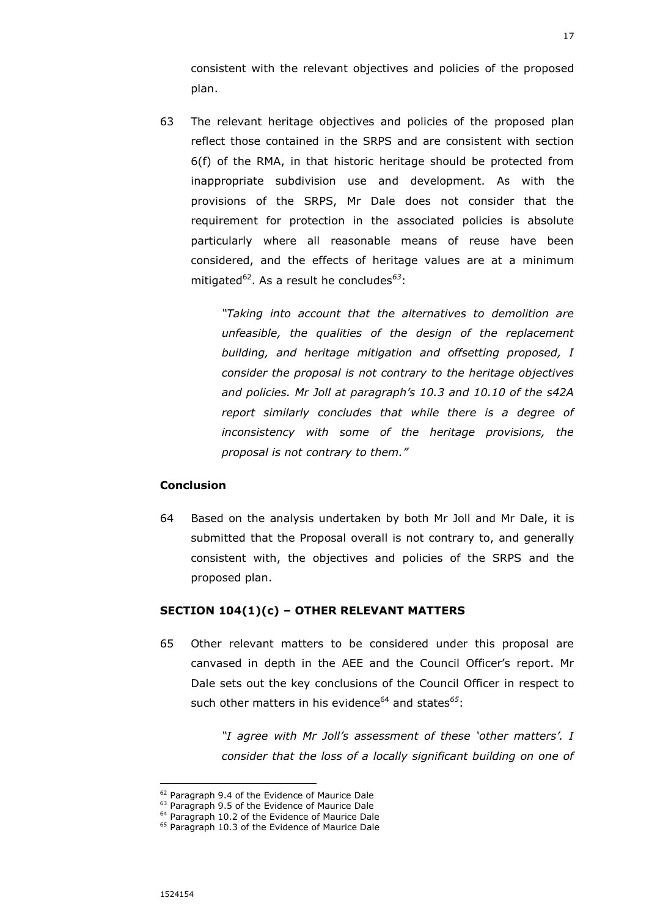consistent with the relevant objectives and policies of the proposed plan.

63 The relevant heritage objectives and policies of the proposed plan reflect those contained in the SRPS and are consistent with section 6(f) of the RMA, in that historic heritage should be protected from inappropriate subdivision use and development. As with the provisions of the SRPS, Mr Dale does not consider that the requirement for protection in the associated policies is absolute particularly where all reasonable means of reuse have been considered, and the effects of heritage values are at a minimum mitigated[62]. As a result he concludes[63]:

> *"Taking into account that the alternatives to demolition are unfeasible, the qualities of the design of the replacement building, and heritage mitigation and offsetting proposed, I consider the proposal is not contrary to the heritage objectives and policies. Mr Joll at paragraph's 10.3 and 10.10 of the s42A report similarly concludes that while there is a degree of inconsistency with some of the heritage provisions, the proposal is not contrary to them."*

**Conclusion**

64 Based on the analysis undertaken by both Mr Joll and Mr Dale, it is submitted that the Proposal overall is not contrary to, and generally consistent with, the objectives and policies of the SRPS and the proposed plan.

**SECTION 104(1)(c) – OTHER RELEVANT MATTERS**

65 Other relevant matters to be considered under this proposal are canvased in depth in the AEE and the Council Officer's report. Mr Dale sets out the key conclusions of the Council Officer in respect to such other matters in his evidence[64] and states[65]:

> *"I agree with Mr Joll's assessment of these 'other matters'. I consider that the loss of a locally significant building on one of*

[62] Paragraph 9.4 of the Evidence of Maurice Dale
[63] Paragraph 9.5 of the Evidence of Maurice Dale
[64] Paragraph 10.2 of the Evidence of Maurice Dale
[65] Paragraph 10.3 of the Evidence of Maurice Dale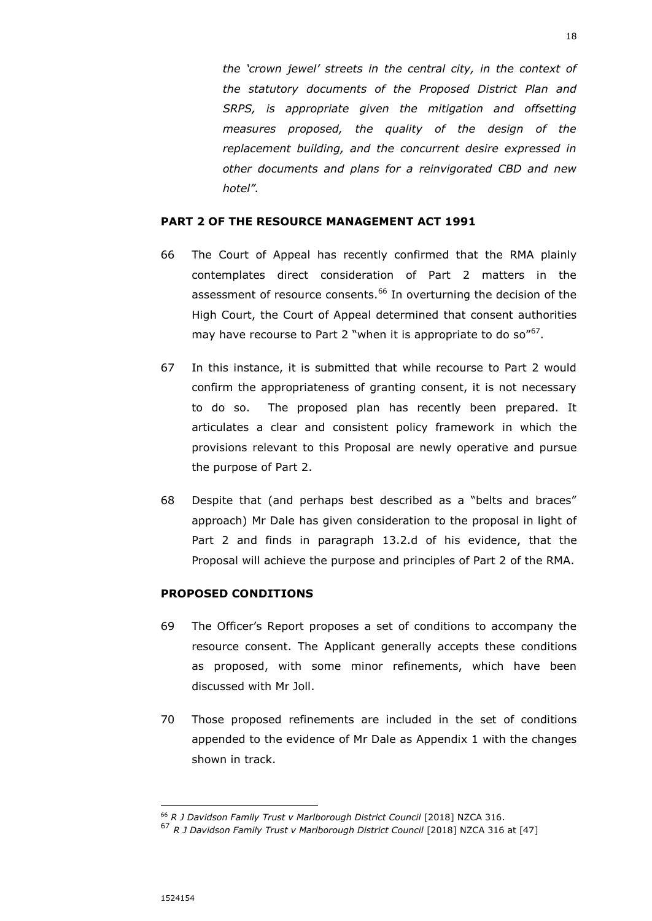*the 'crown jewel' streets in the central city, in the context of the statutory documents of the Proposed District Plan and SRPS, is appropriate given the mitigation and offsetting measures proposed, the quality of the design of the replacement building, and the concurrent desire expressed in other documents and plans for a reinvigorated CBD and new hotel".*

## PART 2 OF THE RESOURCE MANAGEMENT ACT 1991

66 The Court of Appeal has recently confirmed that the RMA plainly contemplates direct consideration of Part 2 matters in the assessment of resource consents.[66] In overturning the decision of the High Court, the Court of Appeal determined that consent authorities may have recourse to Part 2 "when it is appropriate to do so"[67].

67 In this instance, it is submitted that while recourse to Part 2 would confirm the appropriateness of granting consent, it is not necessary to do so. The proposed plan has recently been prepared. It articulates a clear and consistent policy framework in which the provisions relevant to this Proposal are newly operative and pursue the purpose of Part 2.

68 Despite that (and perhaps best described as a "belts and braces" approach) Mr Dale has given consideration to the proposal in light of Part 2 and finds in paragraph 13.2.d of his evidence, that the Proposal will achieve the purpose and principles of Part 2 of the RMA.

## PROPOSED CONDITIONS

69 The Officer's Report proposes a set of conditions to accompany the resource consent. The Applicant generally accepts these conditions as proposed, with some minor refinements, which have been discussed with Mr Joll.

70 Those proposed refinements are included in the set of conditions appended to the evidence of Mr Dale as Appendix 1 with the changes shown in track.

---

[66] *R J Davidson Family Trust v Marlborough District Council* [2018] NZCA 316.

[67] *R J Davidson Family Trust v Marlborough District Council* [2018] NZCA 316 at [47]

1524154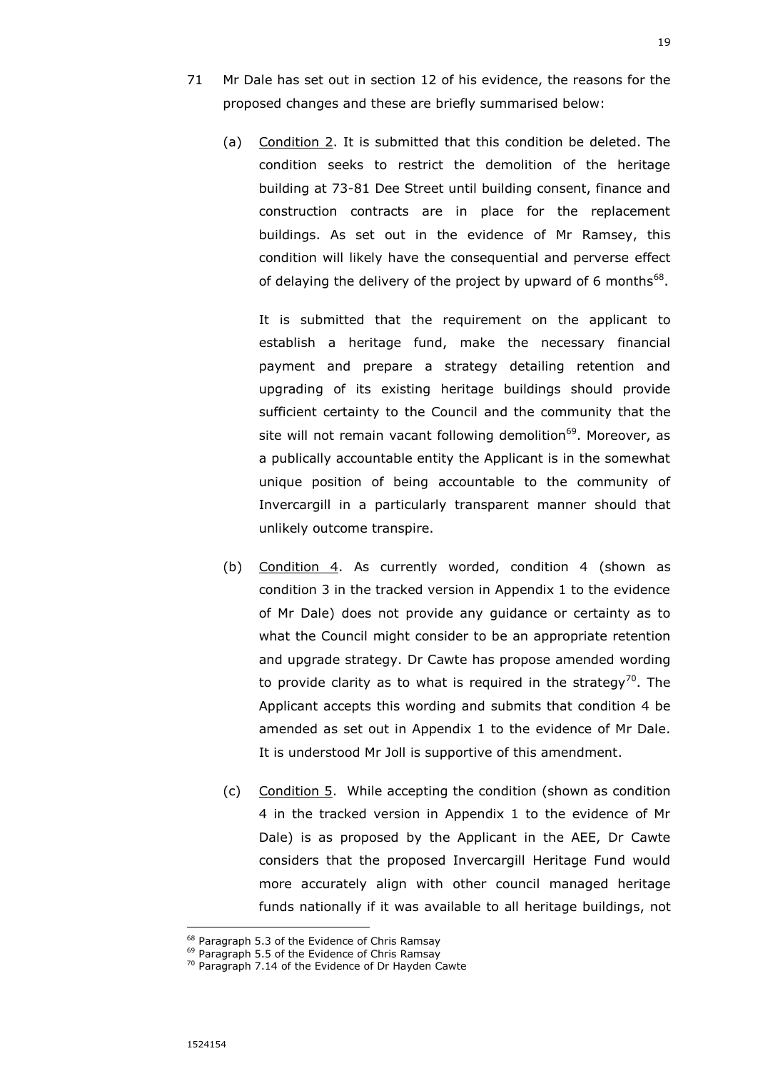71 Mr Dale has set out in section 12 of his evidence, the reasons for the proposed changes and these are briefly summarised below:

(a) Condition 2. It is submitted that this condition be deleted. The condition seeks to restrict the demolition of the heritage building at 73-81 Dee Street until building consent, finance and construction contracts are in place for the replacement buildings. As set out in the evidence of Mr Ramsey, this condition will likely have the consequential and perverse effect of delaying the delivery of the project by upward of 6 months[68].

It is submitted that the requirement on the applicant to establish a heritage fund, make the necessary financial payment and prepare a strategy detailing retention and upgrading of its existing heritage buildings should provide sufficient certainty to the Council and the community that the site will not remain vacant following demolition[69]. Moreover, as a publically accountable entity the Applicant is in the somewhat unique position of being accountable to the community of Invercargill in a particularly transparent manner should that unlikely outcome transpire.

(b) Condition 4. As currently worded, condition 4 (shown as condition 3 in the tracked version in Appendix 1 to the evidence of Mr Dale) does not provide any guidance or certainty as to what the Council might consider to be an appropriate retention and upgrade strategy. Dr Cawte has propose amended wording to provide clarity as to what is required in the strategy[70]. The Applicant accepts this wording and submits that condition 4 be amended as set out in Appendix 1 to the evidence of Mr Dale. It is understood Mr Joll is supportive of this amendment.

(c) Condition 5. While accepting the condition (shown as condition 4 in the tracked version in Appendix 1 to the evidence of Mr Dale) is as proposed by the Applicant in the AEE, Dr Cawte considers that the proposed Invercargill Heritage Fund would more accurately align with other council managed heritage funds nationally if it was available to all heritage buildings, not

---

[68] Paragraph 5.3 of the Evidence of Chris Ramsay

[69] Paragraph 5.5 of the Evidence of Chris Ramsay

[70] Paragraph 7.14 of the Evidence of Dr Hayden Cawte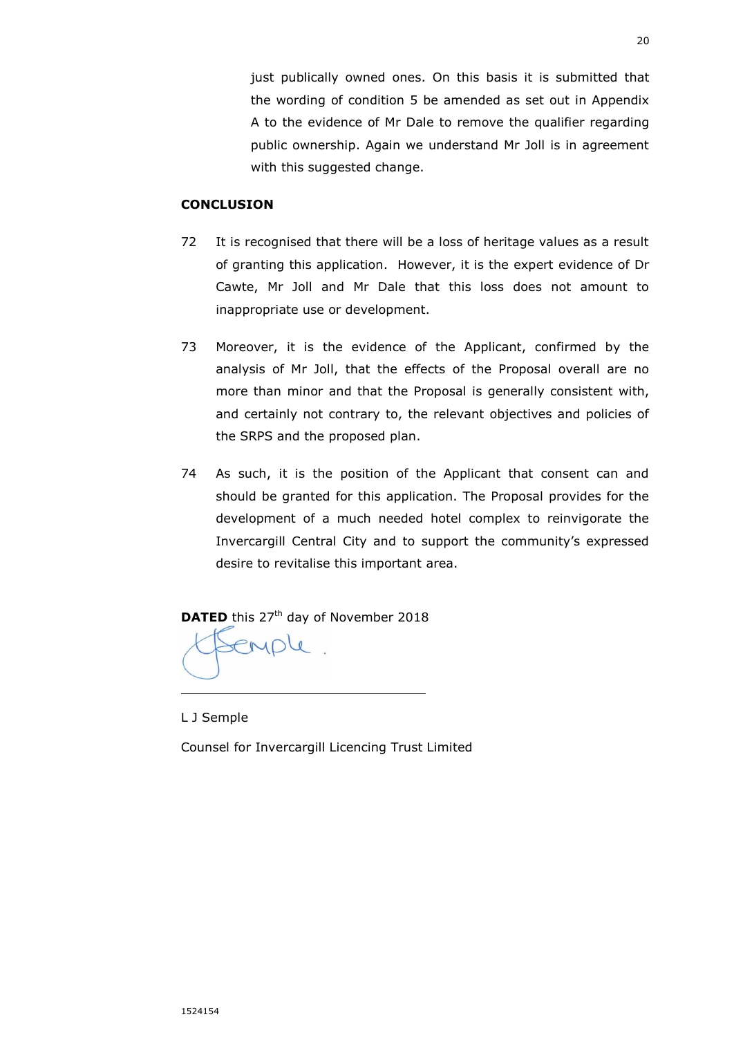just publically owned ones. On this basis it is submitted that the wording of condition 5 be amended as set out in Appendix A to the evidence of Mr Dale to remove the qualifier regarding public ownership. Again we understand Mr Joll is in agreement with this suggested change.

## CONCLUSION

72 It is recognised that there will be a loss of heritage values as a result of granting this application. However, it is the expert evidence of Dr Cawte, Mr Joll and Mr Dale that this loss does not amount to inappropriate use or development.

73 Moreover, it is the evidence of the Applicant, confirmed by the analysis of Mr Joll, that the effects of the Proposal overall are no more than minor and that the Proposal is generally consistent with, and certainly not contrary to, the relevant objectives and policies of the SRPS and the proposed plan.

74 As such, it is the position of the Applicant that consent can and should be granted for this application. The Proposal provides for the development of a much needed hotel complex to reinvigorate the Invercargill Central City and to support the community's expressed desire to revitalise this important area.

**DATED** this 27th day of November 2018

L J Semple

Counsel for Invercargill Licencing Trust Limited

1524154